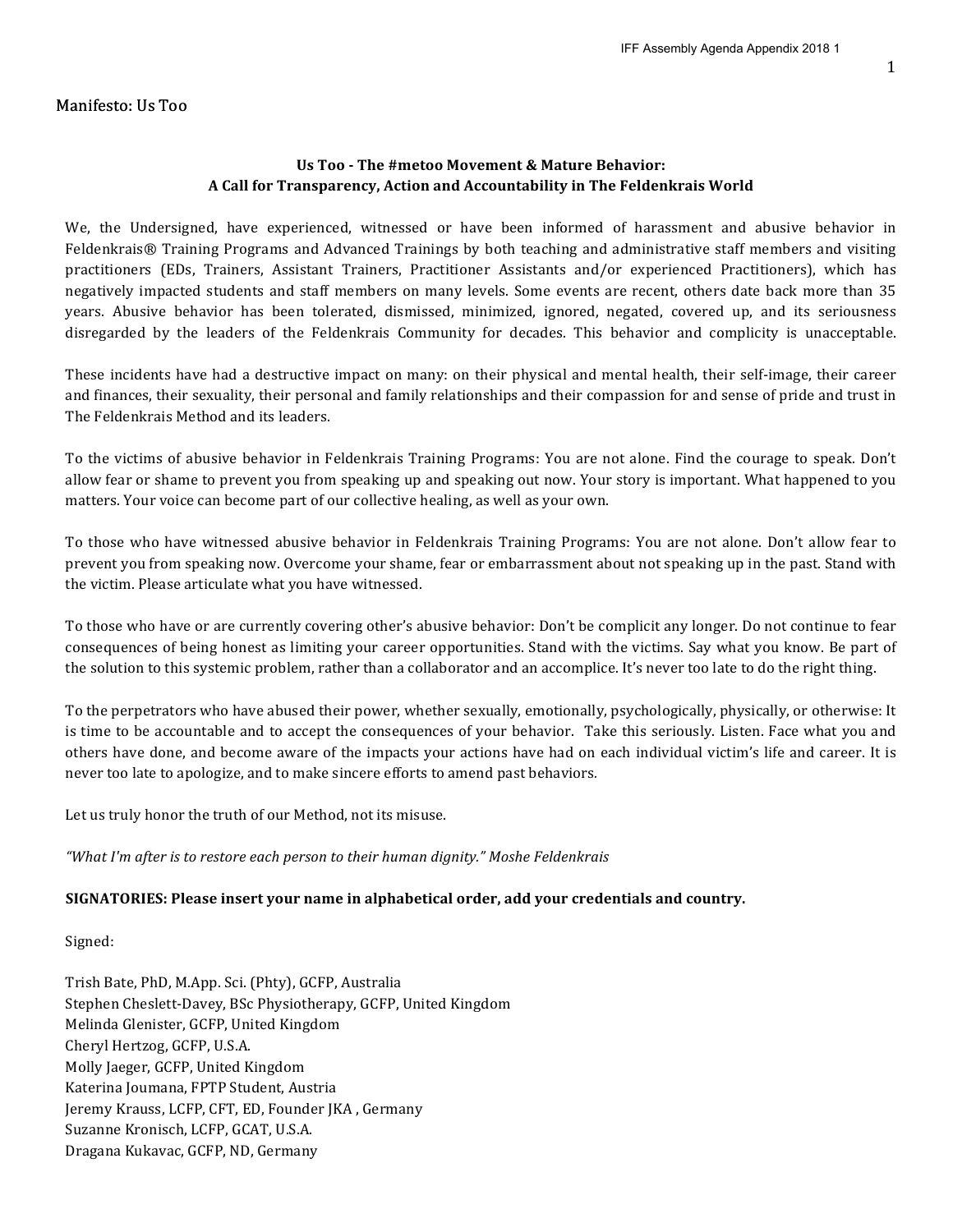Manifesto: Us Too

**Us Too - The #metoo Movement & Mature Behavior:**
**A Call for Transparency, Action and Accountability in The Feldenkrais World**

We, the Undersigned, have experienced, witnessed or have been informed of harassment and abusive behavior in Feldenkrais® Training Programs and Advanced Trainings by both teaching and administrative staff members and visiting practitioners (EDs, Trainers, Assistant Trainers, Practitioner Assistants and/or experienced Practitioners), which has negatively impacted students and staff members on many levels. Some events are recent, others date back more than 35 years. Abusive behavior has been tolerated, dismissed, minimized, ignored, negated, covered up, and its seriousness disregarded by the leaders of the Feldenkrais Community for decades. This behavior and complicity is unacceptable.

These incidents have had a destructive impact on many: on their physical and mental health, their self-image, their career and finances, their sexuality, their personal and family relationships and their compassion for and sense of pride and trust in The Feldenkrais Method and its leaders.

To the victims of abusive behavior in Feldenkrais Training Programs: You are not alone. Find the courage to speak. Don't allow fear or shame to prevent you from speaking up and speaking out now. Your story is important. What happened to you matters. Your voice can become part of our collective healing, as well as your own.

To those who have witnessed abusive behavior in Feldenkrais Training Programs: You are not alone. Don't allow fear to prevent you from speaking now. Overcome your shame, fear or embarrassment about not speaking up in the past. Stand with the victim. Please articulate what you have witnessed.

To those who have or are currently covering other's abusive behavior: Don't be complicit any longer. Do not continue to fear consequences of being honest as limiting your career opportunities. Stand with the victims. Say what you know. Be part of the solution to this systemic problem, rather than a collaborator and an accomplice. It's never too late to do the right thing.

To the perpetrators who have abused their power, whether sexually, emotionally, psychologically, physically, or otherwise: It is time to be accountable and to accept the consequences of your behavior. Take this seriously. Listen. Face what you and others have done, and become aware of the impacts your actions have had on each individual victim's life and career. It is never too late to apologize, and to make sincere efforts to amend past behaviors.

Let us truly honor the truth of our Method, not its misuse.

*"What I'm after is to restore each person to their human dignity." Moshe Feldenkrais*

**SIGNATORIES: Please insert your name in alphabetical order, add your credentials and country.**

Signed:

Trish Bate, PhD, M.App. Sci. (Phty), GCFP, Australia
Stephen Cheslett-Davey, BSc Physiotherapy, GCFP, United Kingdom
Melinda Glenister, GCFP, United Kingdom
Cheryl Hertzog, GCFP, U.S.A.
Molly Jaeger, GCFP, United Kingdom
Katerina Joumana, FPTP Student, Austria
Jeremy Krauss, LCFP, CFT, ED, Founder JKA , Germany
Suzanne Kronisch, LCFP, GCAT, U.S.A.
Dragana Kukavac, GCFP, ND, Germany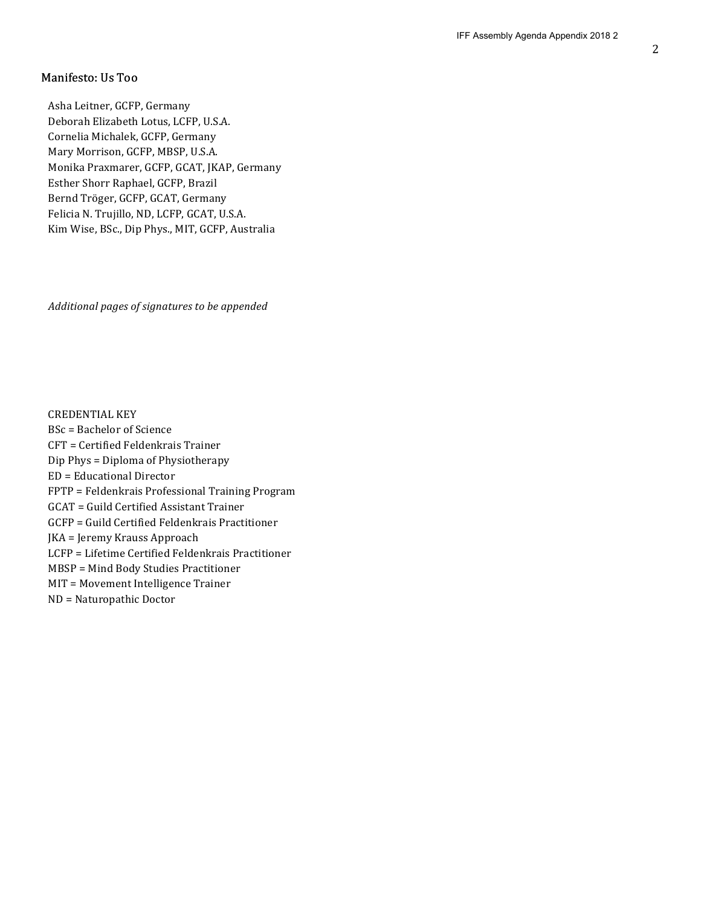## Manifesto: Us Too

Asha Leitner, GCFP, Germany
Deborah Elizabeth Lotus, LCFP, U.S.A.
Cornelia Michalek, GCFP, Germany
Mary Morrison, GCFP, MBSP, U.S.A.
Monika Praxmarer, GCFP, GCAT, JKAP, Germany
Esther Shorr Raphael, GCFP, Brazil
Bernd Tröger, GCFP, GCAT, Germany
Felicia N. Trujillo, ND, LCFP, GCAT, U.S.A.
Kim Wise, BSc., Dip Phys., MIT, GCFP, Australia

*Additional pages of signatures to be appended*

CREDENTIAL KEY
BSc = Bachelor of Science
CFT = Certified Feldenkrais Trainer
Dip Phys = Diploma of Physiotherapy
ED = Educational Director
FPTP = Feldenkrais Professional Training Program
GCAT = Guild Certified Assistant Trainer
GCFP = Guild Certified Feldenkrais Practitioner
JKA = Jeremy Krauss Approach
LCFP = Lifetime Certified Feldenkrais Practitioner
MBSP = Mind Body Studies Practitioner
MIT = Movement Intelligence Trainer
ND = Naturopathic Doctor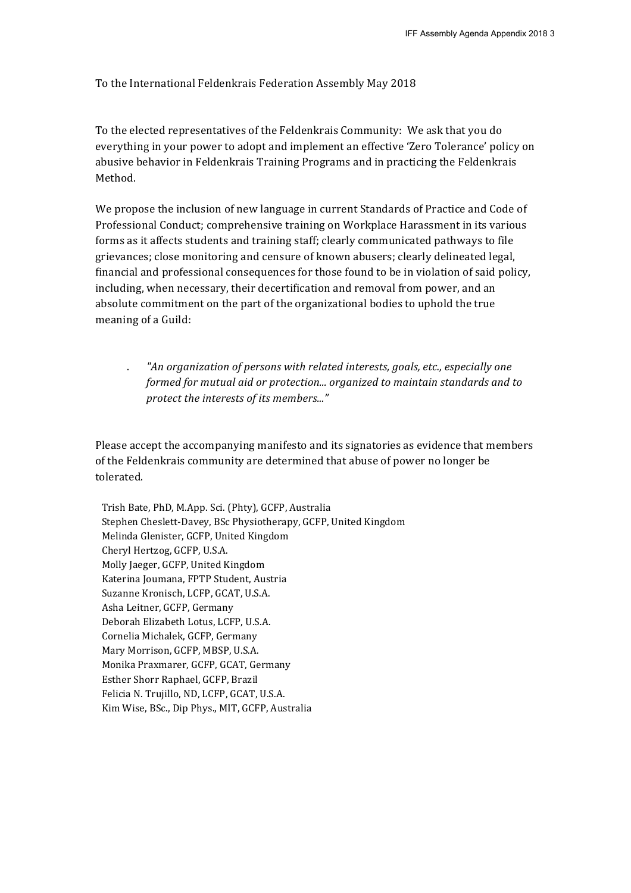To the International Feldenkrais Federation Assembly May 2018

To the elected representatives of the Feldenkrais Community: We ask that you do everything in your power to adopt and implement an effective 'Zero Tolerance' policy on abusive behavior in Feldenkrais Training Programs and in practicing the Feldenkrais Method.

We propose the inclusion of new language in current Standards of Practice and Code of Professional Conduct; comprehensive training on Workplace Harassment in its various forms as it affects students and training staff; clearly communicated pathways to file grievances; close monitoring and censure of known abusers; clearly delineated legal, financial and professional consequences for those found to be in violation of said policy, including, when necessary, their decertification and removal from power, and an absolute commitment on the part of the organizational bodies to uphold the true meaning of a Guild:

> *"An organization of persons with related interests, goals, etc., especially one formed for mutual aid or protection... organized to maintain standards and to protect the interests of its members..."*

Please accept the accompanying manifesto and its signatories as evidence that members of the Feldenkrais community are determined that abuse of power no longer be tolerated.

Trish Bate, PhD, M.App. Sci. (Phty), GCFP, Australia
Stephen Cheslett-Davey, BSc Physiotherapy, GCFP, United Kingdom
Melinda Glenister, GCFP, United Kingdom
Cheryl Hertzog, GCFP, U.S.A.
Molly Jaeger, GCFP, United Kingdom
Katerina Joumana, FPTP Student, Austria
Suzanne Kronisch, LCFP, GCAT, U.S.A.
Asha Leitner, GCFP, Germany
Deborah Elizabeth Lotus, LCFP, U.S.A.
Cornelia Michalek, GCFP, Germany
Mary Morrison, GCFP, MBSP, U.S.A.
Monika Praxmarer, GCFP, GCAT, Germany
Esther Shorr Raphael, GCFP, Brazil
Felicia N. Trujillo, ND, LCFP, GCAT, U.S.A.
Kim Wise, BSc., Dip Phys., MIT, GCFP, Australia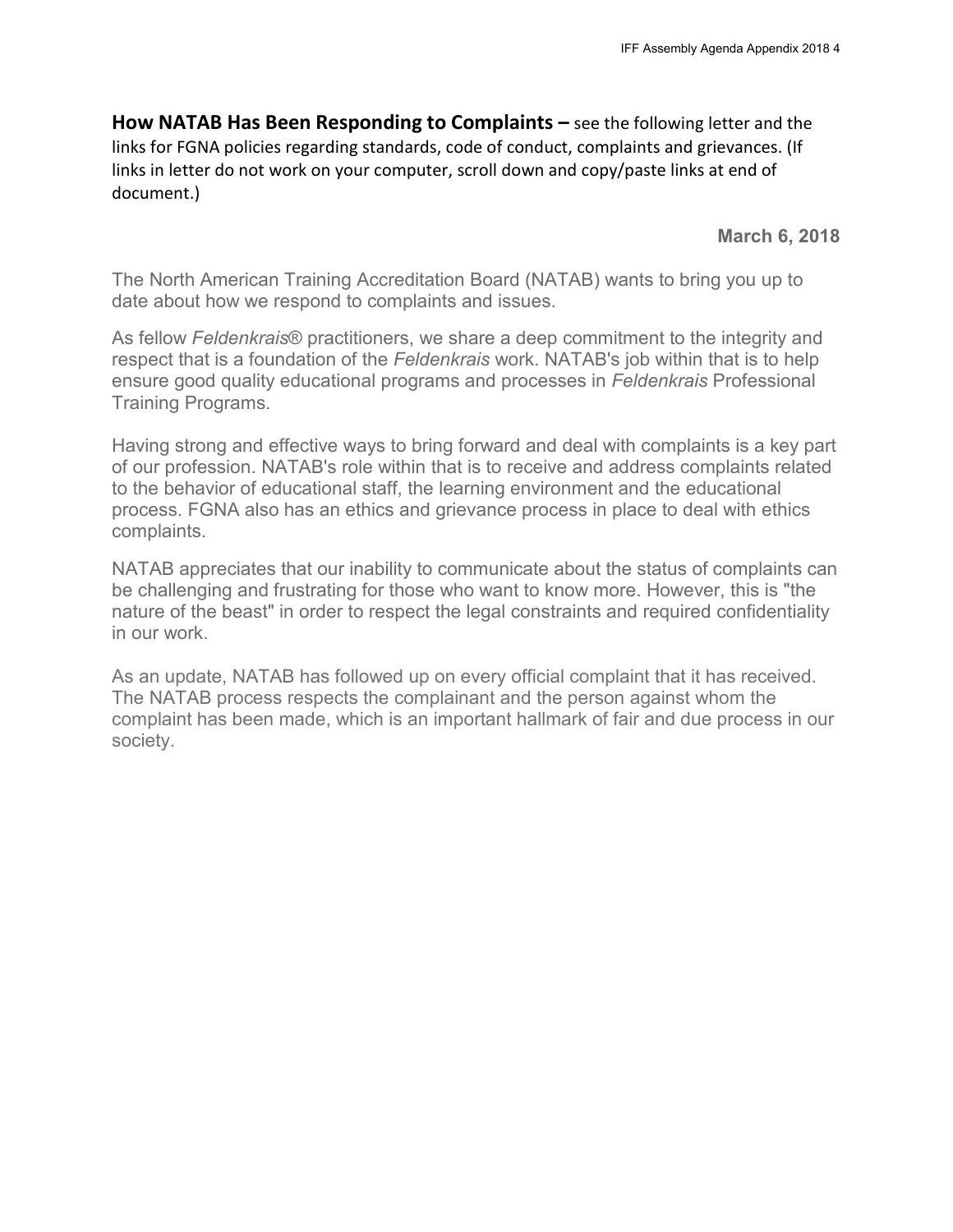**How NATAB Has Been Responding to Complaints –** see the following letter and the links for FGNA policies regarding standards, code of conduct, complaints and grievances. (If links in letter do not work on your computer, scroll down and copy/paste links at end of document.)

**March 6, 2018**

The North American Training Accreditation Board (NATAB) wants to bring you up to date about how we respond to complaints and issues.

As fellow *Feldenkrais*® practitioners, we share a deep commitment to the integrity and respect that is a foundation of the *Feldenkrais* work. NATAB's job within that is to help ensure good quality educational programs and processes in *Feldenkrais* Professional Training Programs.

Having strong and effective ways to bring forward and deal with complaints is a key part of our profession. NATAB's role within that is to receive and address complaints related to the behavior of educational staff, the learning environment and the educational process. FGNA also has an ethics and grievance process in place to deal with ethics complaints.

NATAB appreciates that our inability to communicate about the status of complaints can be challenging and frustrating for those who want to know more. However, this is "the nature of the beast" in order to respect the legal constraints and required confidentiality in our work.

As an update, NATAB has followed up on every official complaint that it has received. The NATAB process respects the complainant and the person against whom the complaint has been made, which is an important hallmark of fair and due process in our society.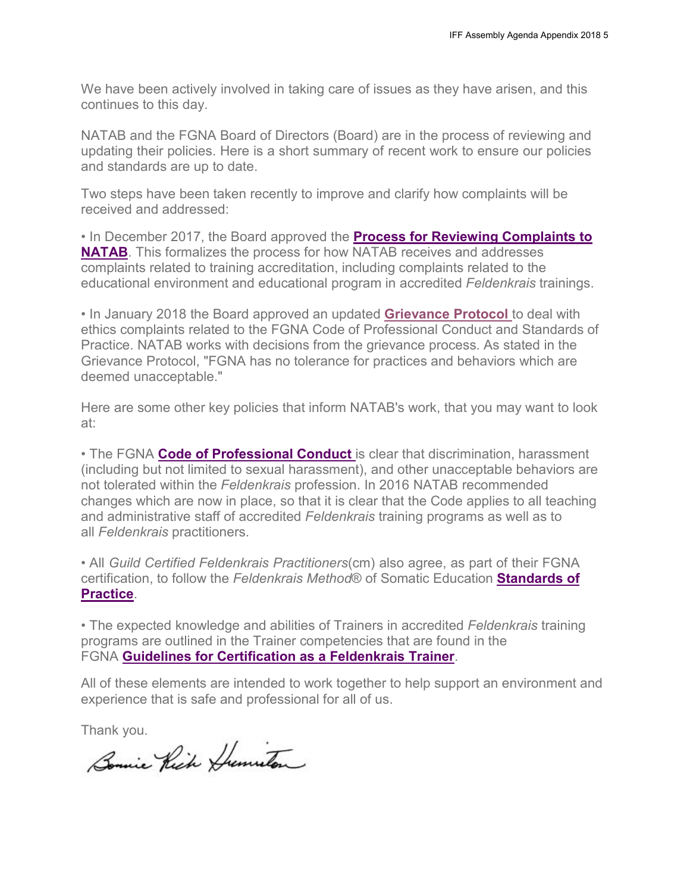We have been actively involved in taking care of issues as they have arisen, and this continues to this day.

NATAB and the FGNA Board of Directors (Board) are in the process of reviewing and updating their policies. Here is a short summary of recent work to ensure our policies and standards are up to date.

Two steps have been taken recently to improve and clarify how complaints will be received and addressed:

• In December 2017, the Board approved the **Process for Reviewing Complaints to NATAB**. This formalizes the process for how NATAB receives and addresses complaints related to training accreditation, including complaints related to the educational environment and educational program in accredited *Feldenkrais* trainings.

• In January 2018 the Board approved an updated **Grievance Protocol** to deal with ethics complaints related to the FGNA Code of Professional Conduct and Standards of Practice. NATAB works with decisions from the grievance process. As stated in the Grievance Protocol, "FGNA has no tolerance for practices and behaviors which are deemed unacceptable."

Here are some other key policies that inform NATAB's work, that you may want to look at:

• The FGNA **Code of Professional Conduct** is clear that discrimination, harassment (including but not limited to sexual harassment), and other unacceptable behaviors are not tolerated within the *Feldenkrais* profession. In 2016 NATAB recommended changes which are now in place, so that it is clear that the Code applies to all teaching and administrative staff of accredited *Feldenkrais* training programs as well as to all *Feldenkrais* practitioners.

• All *Guild Certified Feldenkrais Practitioners*(cm) also agree, as part of their FGNA certification, to follow the *Feldenkrais Method*® of Somatic Education **Standards of Practice**.

• The expected knowledge and abilities of Trainers in accredited *Feldenkrais* training programs are outlined in the Trainer competencies that are found in the FGNA **Guidelines for Certification as a Feldenkrais Trainer**.

All of these elements are intended to work together to help support an environment and experience that is safe and professional for all of us.

Thank you.

Bonnie Rich Humiston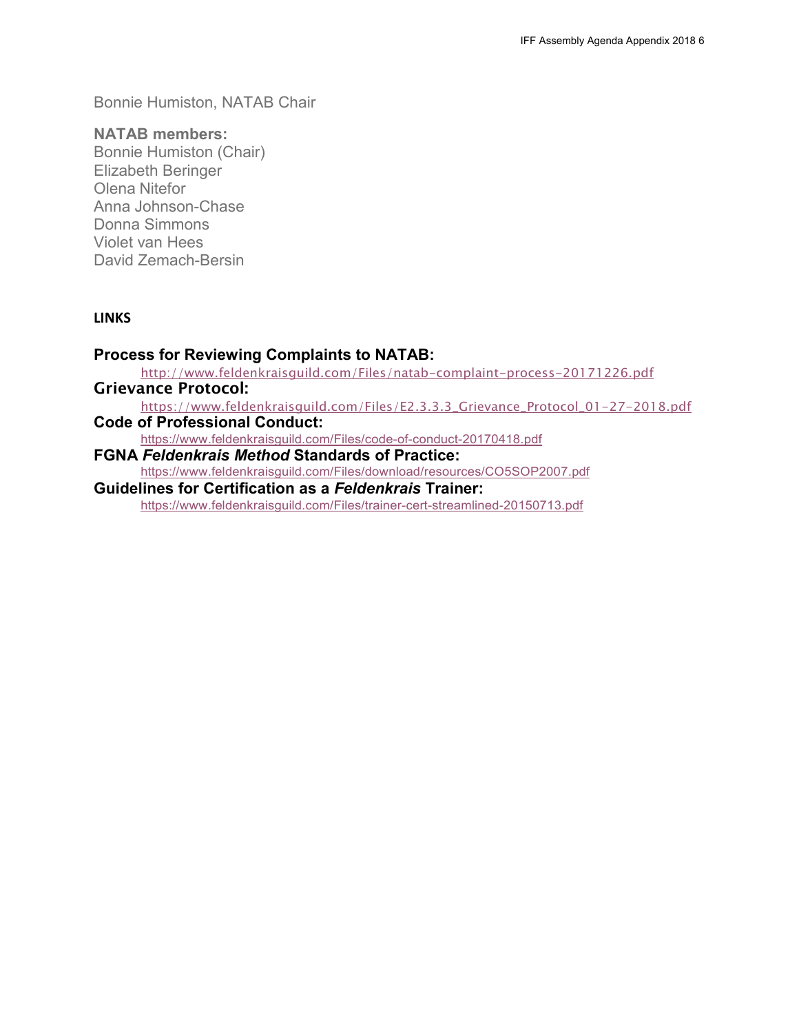Bonnie Humiston, NATAB Chair

**NATAB members:**
Bonnie Humiston (Chair)
Elizabeth Beringer
Olena Nitefor
Anna Johnson-Chase
Donna Simmons
Violet van Hees
David Zemach-Bersin

**LINKS**

**Process for Reviewing Complaints to NATAB:**
http://www.feldenkraisguild.com/Files/natab-complaint-process-20171226.pdf

**Grievance Protocol:**
https://www.feldenkraisguild.com/Files/E2.3.3.3_Grievance_Protocol_01-27-2018.pdf

**Code of Professional Conduct:**
https://www.feldenkraisguild.com/Files/code-of-conduct-20170418.pdf

**FGNA *Feldenkrais Method* Standards of Practice:**
https://www.feldenkraisguild.com/Files/download/resources/CO5SOP2007.pdf

**Guidelines for Certification as a *Feldenkrais* Trainer:**
https://www.feldenkraisguild.com/Files/trainer-cert-streamlined-20150713.pdf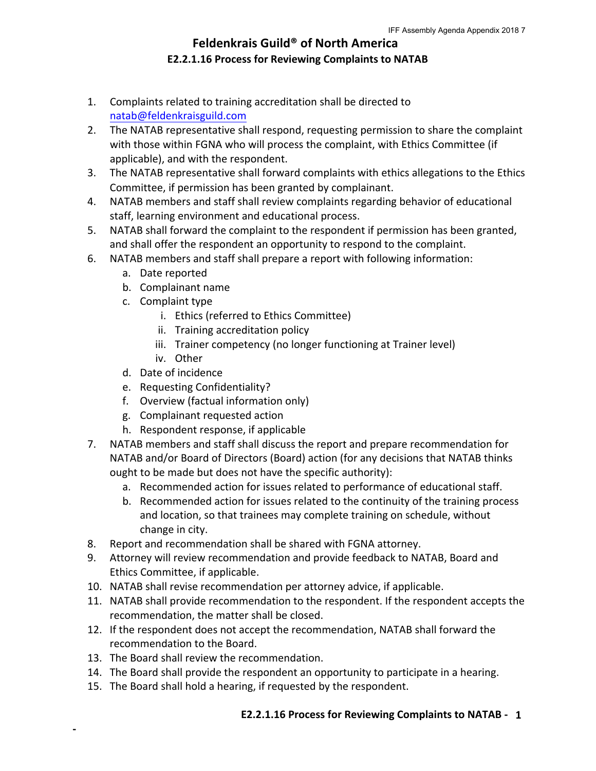# Feldenkrais Guild® of North America

## E2.2.1.16 Process for Reviewing Complaints to NATAB

1. Complaints related to training accreditation shall be directed to natab@feldenkraisguild.com
2. The NATAB representative shall respond, requesting permission to share the complaint with those within FGNA who will process the complaint, with Ethics Committee (if applicable), and with the respondent.
3. The NATAB representative shall forward complaints with ethics allegations to the Ethics Committee, if permission has been granted by complainant.
4. NATAB members and staff shall review complaints regarding behavior of educational staff, learning environment and educational process.
5. NATAB shall forward the complaint to the respondent if permission has been granted, and shall offer the respondent an opportunity to respond to the complaint.
6. NATAB members and staff shall prepare a report with following information:
   a. Date reported
   b. Complainant name
   c. Complaint type
      i. Ethics (referred to Ethics Committee)
      ii. Training accreditation policy
      iii. Trainer competency (no longer functioning at Trainer level)
      iv. Other
   d. Date of incidence
   e. Requesting Confidentiality?
   f. Overview (factual information only)
   g. Complainant requested action
   h. Respondent response, if applicable
7. NATAB members and staff shall discuss the report and prepare recommendation for NATAB and/or Board of Directors (Board) action (for any decisions that NATAB thinks ought to be made but does not have the specific authority):
   a. Recommended action for issues related to performance of educational staff.
   b. Recommended action for issues related to the continuity of the training process and location, so that trainees may complete training on schedule, without change in city.
8. Report and recommendation shall be shared with FGNA attorney.
9. Attorney will review recommendation and provide feedback to NATAB, Board and Ethics Committee, if applicable.
10. NATAB shall revise recommendation per attorney advice, if applicable.
11. NATAB shall provide recommendation to the respondent. If the respondent accepts the recommendation, the matter shall be closed.
12. If the respondent does not accept the recommendation, NATAB shall forward the recommendation to the Board.
13. The Board shall review the recommendation.
14. The Board shall provide the respondent an opportunity to participate in a hearing.
15. The Board shall hold a hearing, if requested by the respondent.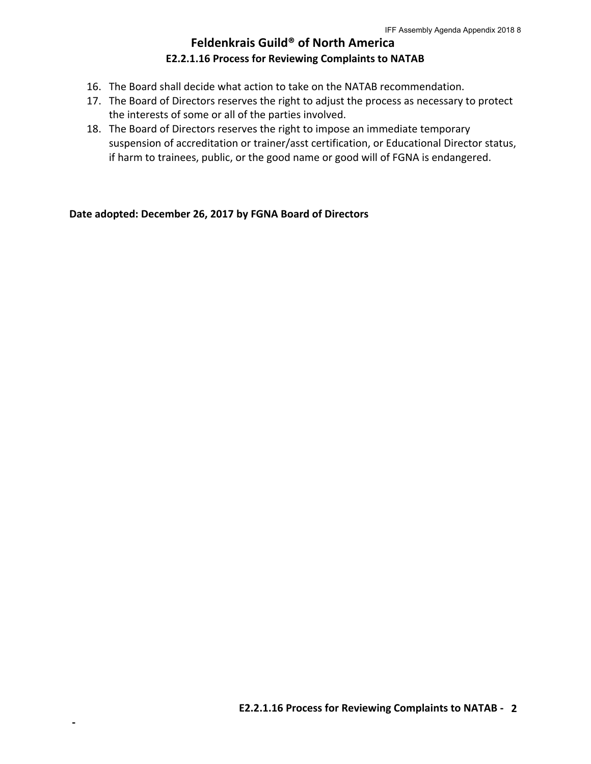# Feldenkrais Guild® of North America

## E2.2.1.16 Process for Reviewing Complaints to NATAB

16. The Board shall decide what action to take on the NATAB recommendation.
17. The Board of Directors reserves the right to adjust the process as necessary to protect the interests of some or all of the parties involved.
18. The Board of Directors reserves the right to impose an immediate temporary suspension of accreditation or trainer/asst certification, or Educational Director status, if harm to trainees, public, or the good name or good will of FGNA is endangered.

**Date adopted: December 26, 2017 by FGNA Board of Directors**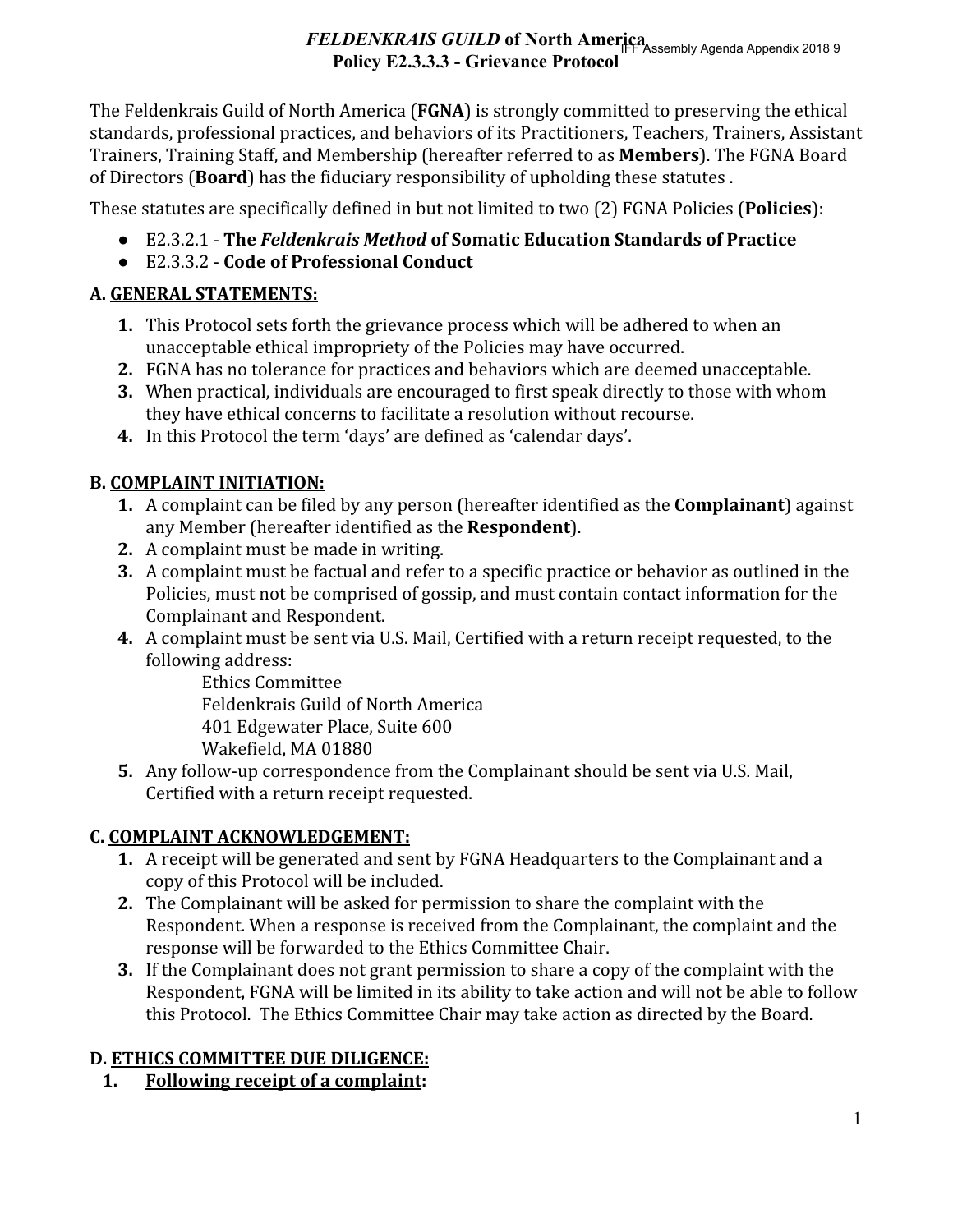# *FELDENKRAIS GUILD* of North America
## Policy E2.3.3.3 - Grievance Protocol

The Feldenkrais Guild of North America (**FGNA**) is strongly committed to preserving the ethical standards, professional practices, and behaviors of its Practitioners, Teachers, Trainers, Assistant Trainers, Training Staff, and Membership (hereafter referred to as **Members**). The FGNA Board of Directors (**Board**) has the fiduciary responsibility of upholding these statutes .

These statutes are specifically defined in but not limited to two (2) FGNA Policies (**Policies**):

- E2.3.2.1 - **The *Feldenkrais Method* of Somatic Education Standards of Practice**
- E2.3.3.2 - **Code of Professional Conduct**

### A. GENERAL STATEMENTS:

1. This Protocol sets forth the grievance process which will be adhered to when an unacceptable ethical impropriety of the Policies may have occurred.
2. FGNA has no tolerance for practices and behaviors which are deemed unacceptable.
3. When practical, individuals are encouraged to first speak directly to those with whom they have ethical concerns to facilitate a resolution without recourse.
4. In this Protocol the term 'days' are defined as 'calendar days'.

### B. COMPLAINT INITIATION:

1. A complaint can be filed by any person (hereafter identified as the **Complainant**) against any Member (hereafter identified as the **Respondent**).
2. A complaint must be made in writing.
3. A complaint must be factual and refer to a specific practice or behavior as outlined in the Policies, must not be comprised of gossip, and must contain contact information for the Complainant and Respondent.
4. A complaint must be sent via U.S. Mail, Certified with a return receipt requested, to the following address:

   Ethics Committee
   Feldenkrais Guild of North America
   401 Edgewater Place, Suite 600
   Wakefield, MA 01880

5. Any follow-up correspondence from the Complainant should be sent via U.S. Mail, Certified with a return receipt requested.

### C. COMPLAINT ACKNOWLEDGEMENT:

1. A receipt will be generated and sent by FGNA Headquarters to the Complainant and a copy of this Protocol will be included.
2. The Complainant will be asked for permission to share the complaint with the Respondent. When a response is received from the Complainant, the complaint and the response will be forwarded to the Ethics Committee Chair.
3. If the Complainant does not grant permission to share a copy of the complaint with the Respondent, FGNA will be limited in its ability to take action and will not be able to follow this Protocol. The Ethics Committee Chair may take action as directed by the Board.

### D. ETHICS COMMITTEE DUE DILIGENCE:

1. **Following receipt of a complaint:**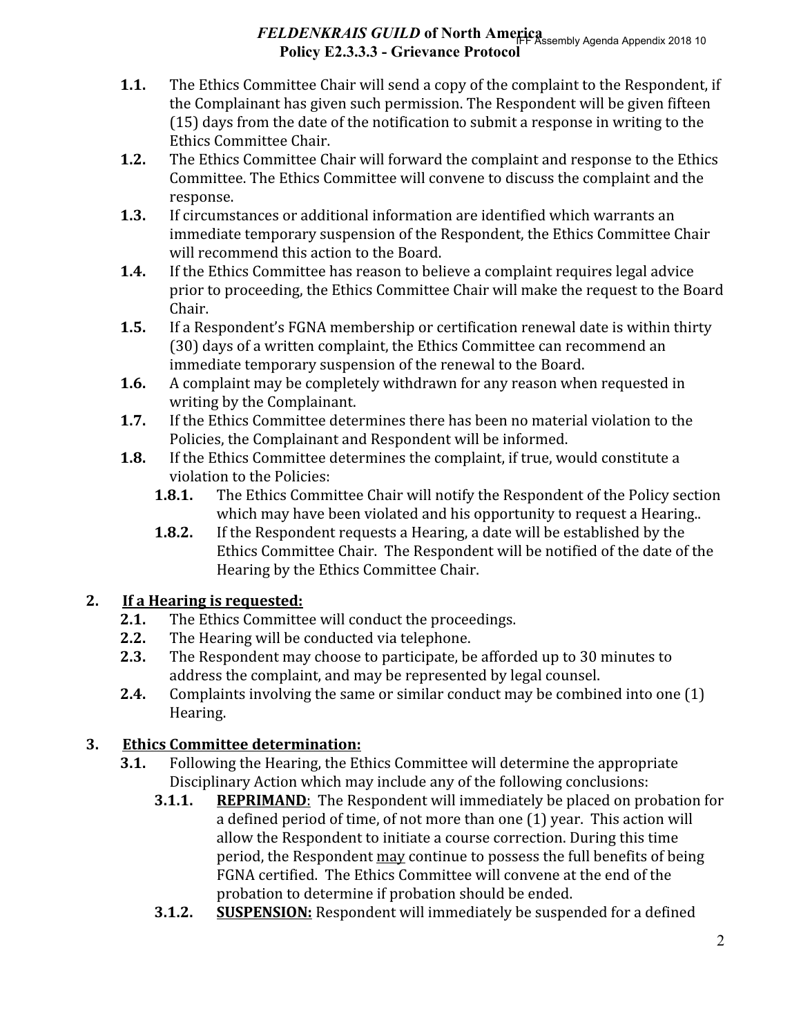**1.1.** The Ethics Committee Chair will send a copy of the complaint to the Respondent, if the Complainant has given such permission. The Respondent will be given fifteen (15) days from the date of the notification to submit a response in writing to the Ethics Committee Chair.

**1.2.** The Ethics Committee Chair will forward the complaint and response to the Ethics Committee. The Ethics Committee will convene to discuss the complaint and the response.

**1.3.** If circumstances or additional information are identified which warrants an immediate temporary suspension of the Respondent, the Ethics Committee Chair will recommend this action to the Board.

**1.4.** If the Ethics Committee has reason to believe a complaint requires legal advice prior to proceeding, the Ethics Committee Chair will make the request to the Board Chair.

**1.5.** If a Respondent's FGNA membership or certification renewal date is within thirty (30) days of a written complaint, the Ethics Committee can recommend an immediate temporary suspension of the renewal to the Board.

**1.6.** A complaint may be completely withdrawn for any reason when requested in writing by the Complainant.

**1.7.** If the Ethics Committee determines there has been no material violation to the Policies, the Complainant and Respondent will be informed.

**1.8.** If the Ethics Committee determines the complaint, if true, would constitute a violation to the Policies:

- **1.8.1.** The Ethics Committee Chair will notify the Respondent of the Policy section which may have been violated and his opportunity to request a Hearing..
- **1.8.2.** If the Respondent requests a Hearing, a date will be established by the Ethics Committee Chair. The Respondent will be notified of the date of the Hearing by the Ethics Committee Chair.

## 2. <u>If a Hearing is requested:</u>

**2.1.** The Ethics Committee will conduct the proceedings.

**2.2.** The Hearing will be conducted via telephone.

**2.3.** The Respondent may choose to participate, be afforded up to 30 minutes to address the complaint, and may be represented by legal counsel.

**2.4.** Complaints involving the same or similar conduct may be combined into one (1) Hearing.

## 3. <u>Ethics Committee determination:</u>

**3.1.** Following the Hearing, the Ethics Committee will determine the appropriate Disciplinary Action which may include any of the following conclusions:

- **3.1.1.** **<u>REPRIMAND</u>**: The Respondent will immediately be placed on probation for a defined period of time, of not more than one (1) year. This action will allow the Respondent to initiate a course correction. During this time period, the Respondent <u>may</u> continue to possess the full benefits of being FGNA certified. The Ethics Committee will convene at the end of the probation to determine if probation should be ended.
- **3.1.2.** **<u>SUSPENSION:</u>** Respondent will immediately be suspended for a defined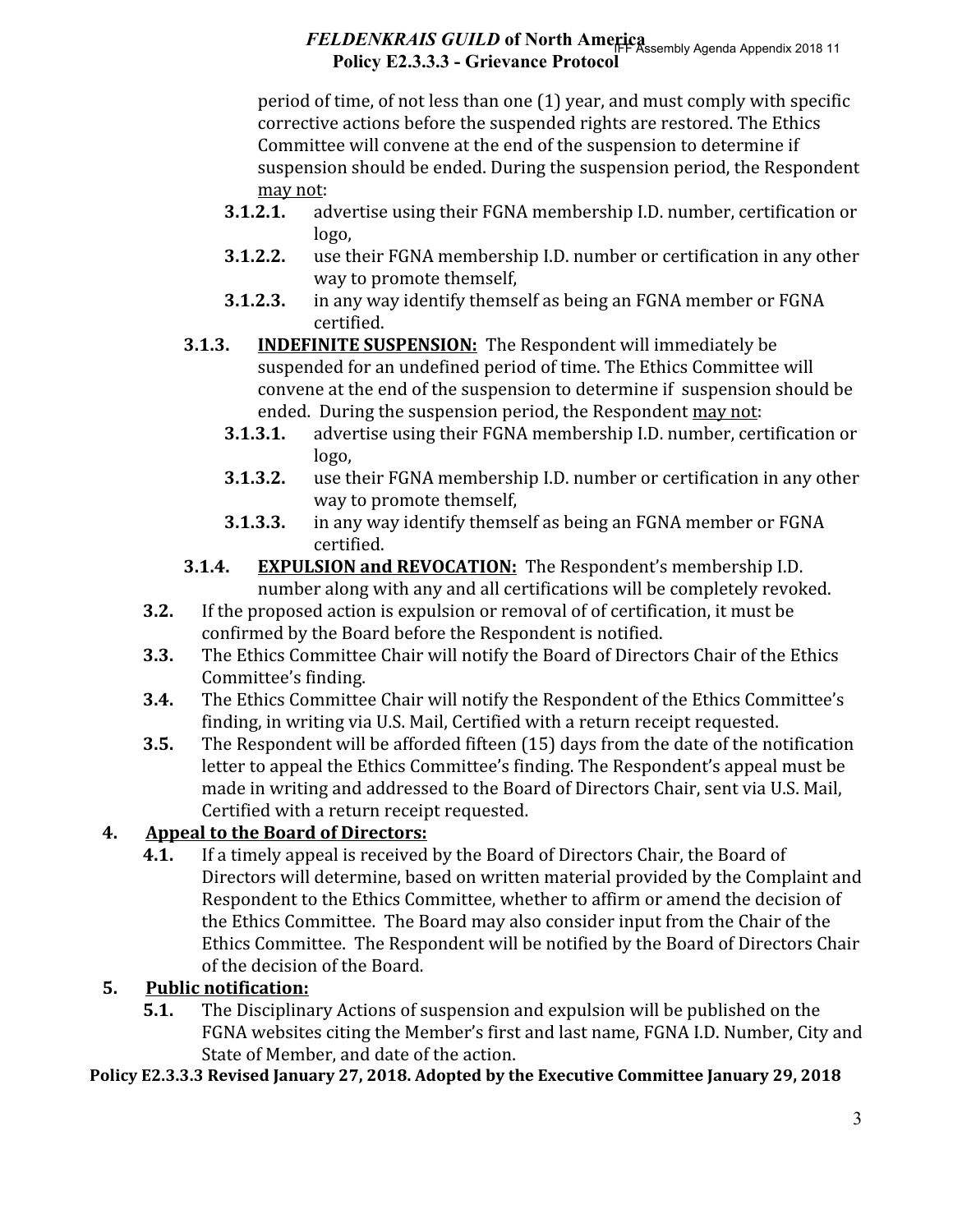period of time, of not less than one (1) year, and must comply with specific corrective actions before the suspended rights are restored. The Ethics Committee will convene at the end of the suspension to determine if suspension should be ended. During the suspension period, the Respondent may not:

- **3.1.2.1.** advertise using their FGNA membership I.D. number, certification or logo,
- **3.1.2.2.** use their FGNA membership I.D. number or certification in any other way to promote themself,
- **3.1.2.3.** in any way identify themself as being an FGNA member or FGNA certified.

**3.1.3.** **INDEFINITE SUSPENSION:** The Respondent will immediately be suspended for an undefined period of time. The Ethics Committee will convene at the end of the suspension to determine if suspension should be ended. During the suspension period, the Respondent may not:

- **3.1.3.1.** advertise using their FGNA membership I.D. number, certification or logo,
- **3.1.3.2.** use their FGNA membership I.D. number or certification in any other way to promote themself,
- **3.1.3.3.** in any way identify themself as being an FGNA member or FGNA certified.

**3.1.4.** **EXPULSION and REVOCATION:** The Respondent's membership I.D. number along with any and all certifications will be completely revoked.

**3.2.** If the proposed action is expulsion or removal of of certification, it must be confirmed by the Board before the Respondent is notified.

**3.3.** The Ethics Committee Chair will notify the Board of Directors Chair of the Ethics Committee's finding.

**3.4.** The Ethics Committee Chair will notify the Respondent of the Ethics Committee's finding, in writing via U.S. Mail, Certified with a return receipt requested.

**3.5.** The Respondent will be afforded fifteen (15) days from the date of the notification letter to appeal the Ethics Committee's finding. The Respondent's appeal must be made in writing and addressed to the Board of Directors Chair, sent via U.S. Mail, Certified with a return receipt requested.

## 4. Appeal to the Board of Directors:

**4.1.** If a timely appeal is received by the Board of Directors Chair, the Board of Directors will determine, based on written material provided by the Complaint and Respondent to the Ethics Committee, whether to affirm or amend the decision of the Ethics Committee. The Board may also consider input from the Chair of the Ethics Committee. The Respondent will be notified by the Board of Directors Chair of the decision of the Board.

## 5. Public notification:

**5.1.** The Disciplinary Actions of suspension and expulsion will be published on the FGNA websites citing the Member's first and last name, FGNA I.D. Number, City and State of Member, and date of the action.

**Policy E2.3.3.3 Revised January 27, 2018. Adopted by the Executive Committee January 29, 2018**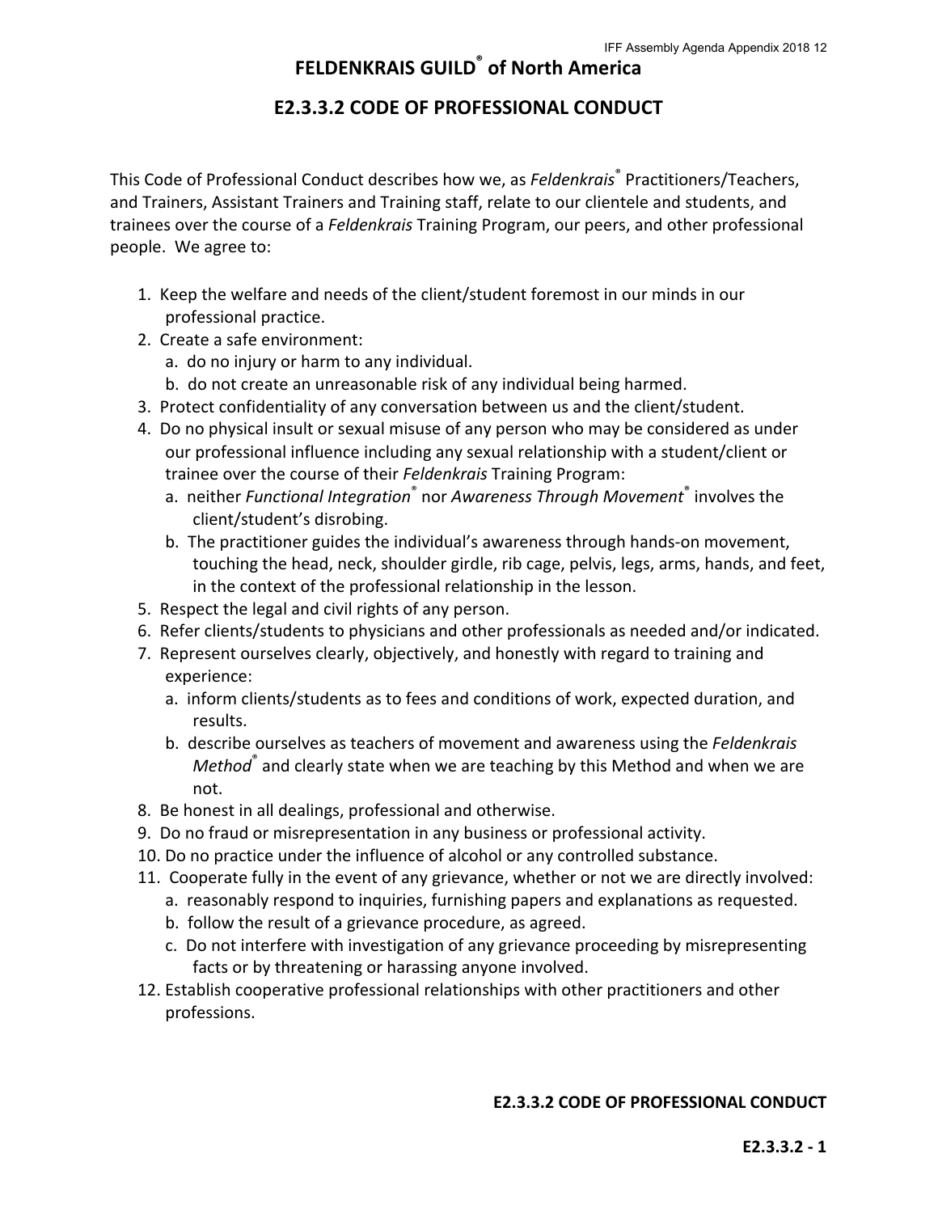# FELDENKRAIS GUILD® of North America

## E2.3.3.2 CODE OF PROFESSIONAL CONDUCT

This Code of Professional Conduct describes how we, as *Feldenkrais*® Practitioners/Teachers, and Trainers, Assistant Trainers and Training staff, relate to our clientele and students, and trainees over the course of a *Feldenkrais* Training Program, our peers, and other professional people. We agree to:

1. Keep the welfare and needs of the client/student foremost in our minds in our professional practice.
2. Create a safe environment:
   a. do no injury or harm to any individual.
   b. do not create an unreasonable risk of any individual being harmed.
3. Protect confidentiality of any conversation between us and the client/student.
4. Do no physical insult or sexual misuse of any person who may be considered as under our professional influence including any sexual relationship with a student/client or trainee over the course of their *Feldenkrais* Training Program:
   a. neither *Functional Integration*® nor *Awareness Through Movement*® involves the client/student's disrobing.
   b. The practitioner guides the individual's awareness through hands-on movement, touching the head, neck, shoulder girdle, rib cage, pelvis, legs, arms, hands, and feet, in the context of the professional relationship in the lesson.
5. Respect the legal and civil rights of any person.
6. Refer clients/students to physicians and other professionals as needed and/or indicated.
7. Represent ourselves clearly, objectively, and honestly with regard to training and experience:
   a. inform clients/students as to fees and conditions of work, expected duration, and results.
   b. describe ourselves as teachers of movement and awareness using the *Feldenkrais Method*® and clearly state when we are teaching by this Method and when we are not.
8. Be honest in all dealings, professional and otherwise.
9. Do no fraud or misrepresentation in any business or professional activity.
10. Do no practice under the influence of alcohol or any controlled substance.
11. Cooperate fully in the event of any grievance, whether or not we are directly involved:
    a. reasonably respond to inquiries, furnishing papers and explanations as requested.
    b. follow the result of a grievance procedure, as agreed.
    c. Do not interfere with investigation of any grievance proceeding by misrepresenting facts or by threatening or harassing anyone involved.
12. Establish cooperative professional relationships with other practitioners and other professions.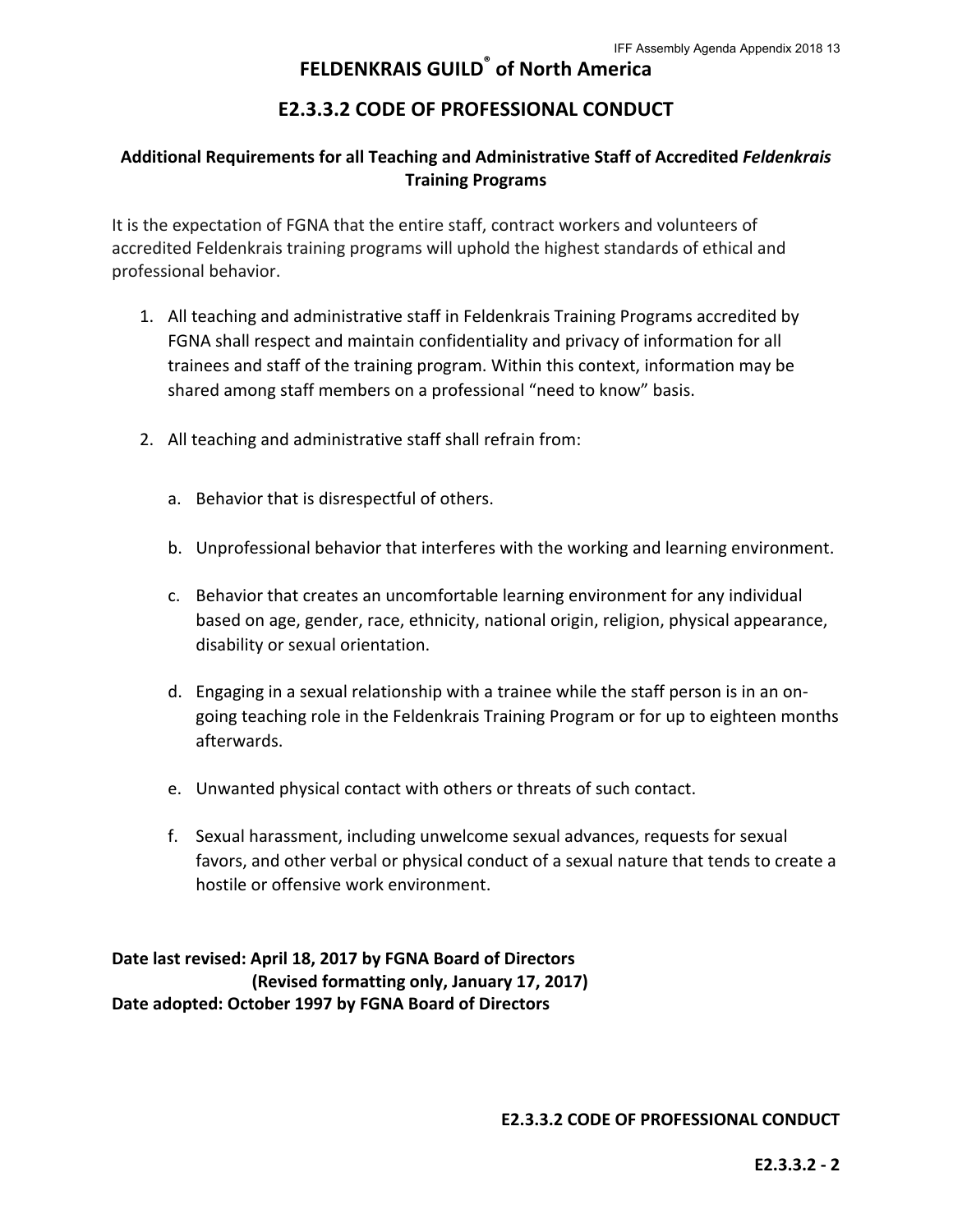# FELDENKRAIS GUILD® of North America

## E2.3.3.2 CODE OF PROFESSIONAL CONDUCT

### Additional Requirements for all Teaching and Administrative Staff of Accredited *Feldenkrais* Training Programs

It is the expectation of FGNA that the entire staff, contract workers and volunteers of accredited Feldenkrais training programs will uphold the highest standards of ethical and professional behavior.

1. All teaching and administrative staff in Feldenkrais Training Programs accredited by FGNA shall respect and maintain confidentiality and privacy of information for all trainees and staff of the training program. Within this context, information may be shared among staff members on a professional "need to know" basis.

2. All teaching and administrative staff shall refrain from:

   a. Behavior that is disrespectful of others.

   b. Unprofessional behavior that interferes with the working and learning environment.

   c. Behavior that creates an uncomfortable learning environment for any individual based on age, gender, race, ethnicity, national origin, religion, physical appearance, disability or sexual orientation.

   d. Engaging in a sexual relationship with a trainee while the staff person is in an on-going teaching role in the Feldenkrais Training Program or for up to eighteen months afterwards.

   e. Unwanted physical contact with others or threats of such contact.

   f. Sexual harassment, including unwelcome sexual advances, requests for sexual favors, and other verbal or physical conduct of a sexual nature that tends to create a hostile or offensive work environment.

**Date last revised: April 18, 2017 by FGNA Board of Directors**
**(Revised formatting only, January 17, 2017)**
**Date adopted: October 1997 by FGNA Board of Directors**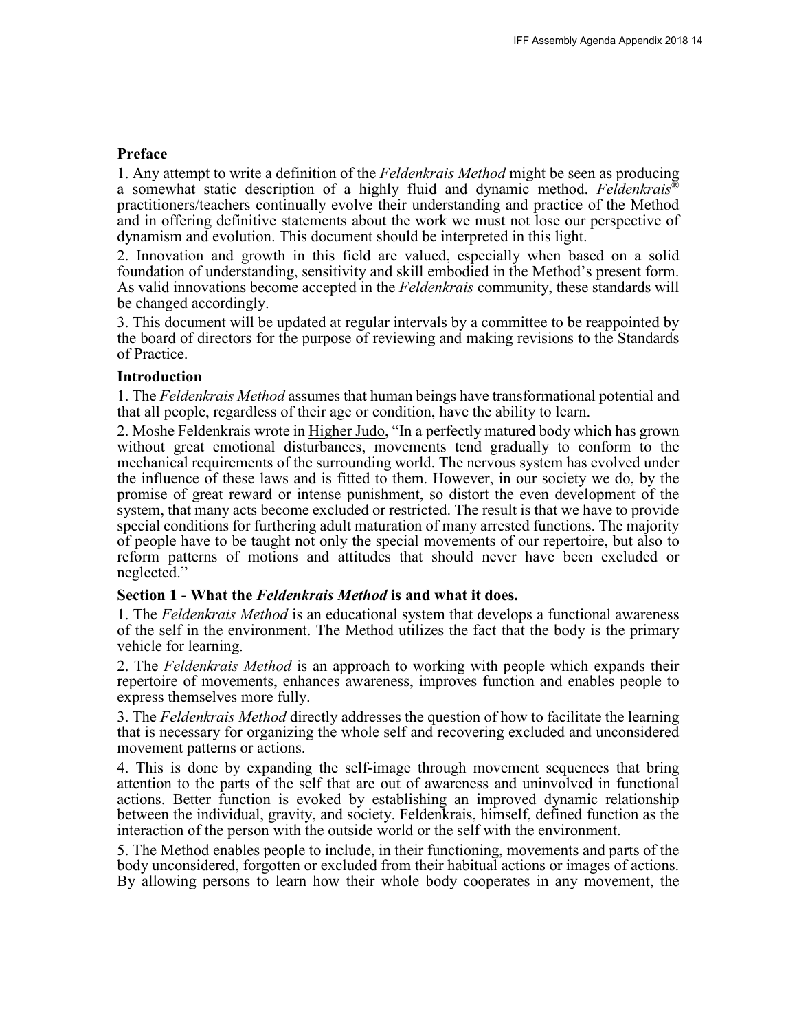## Preface

1. Any attempt to write a definition of the *Feldenkrais Method* might be seen as producing a somewhat static description of a highly fluid and dynamic method. *Feldenkrais*® practitioners/teachers continually evolve their understanding and practice of the Method and in offering definitive statements about the work we must not lose our perspective of dynamism and evolution. This document should be interpreted in this light.

2. Innovation and growth in this field are valued, especially when based on a solid foundation of understanding, sensitivity and skill embodied in the Method's present form. As valid innovations become accepted in the *Feldenkrais* community, these standards will be changed accordingly.

3. This document will be updated at regular intervals by a committee to be reappointed by the board of directors for the purpose of reviewing and making revisions to the Standards of Practice.

## Introduction

1. The *Feldenkrais Method* assumes that human beings have transformational potential and that all people, regardless of their age or condition, have the ability to learn.

2. Moshe Feldenkrais wrote in Higher Judo, "In a perfectly matured body which has grown without great emotional disturbances, movements tend gradually to conform to the mechanical requirements of the surrounding world. The nervous system has evolved under the influence of these laws and is fitted to them. However, in our society we do, by the promise of great reward or intense punishment, so distort the even development of the system, that many acts become excluded or restricted. The result is that we have to provide special conditions for furthering adult maturation of many arrested functions. The majority of people have to be taught not only the special movements of our repertoire, but also to reform patterns of motions and attitudes that should never have been excluded or neglected."

## Section 1 - What the *Feldenkrais Method* is and what it does.

1. The *Feldenkrais Method* is an educational system that develops a functional awareness of the self in the environment. The Method utilizes the fact that the body is the primary vehicle for learning.

2. The *Feldenkrais Method* is an approach to working with people which expands their repertoire of movements, enhances awareness, improves function and enables people to express themselves more fully.

3. The *Feldenkrais Method* directly addresses the question of how to facilitate the learning that is necessary for organizing the whole self and recovering excluded and unconsidered movement patterns or actions.

4. This is done by expanding the self-image through movement sequences that bring attention to the parts of the self that are out of awareness and uninvolved in functional actions. Better function is evoked by establishing an improved dynamic relationship between the individual, gravity, and society. Feldenkrais, himself, defined function as the interaction of the person with the outside world or the self with the environment.

5. The Method enables people to include, in their functioning, movements and parts of the body unconsidered, forgotten or excluded from their habitual actions or images of actions. By allowing persons to learn how their whole body cooperates in any movement, the